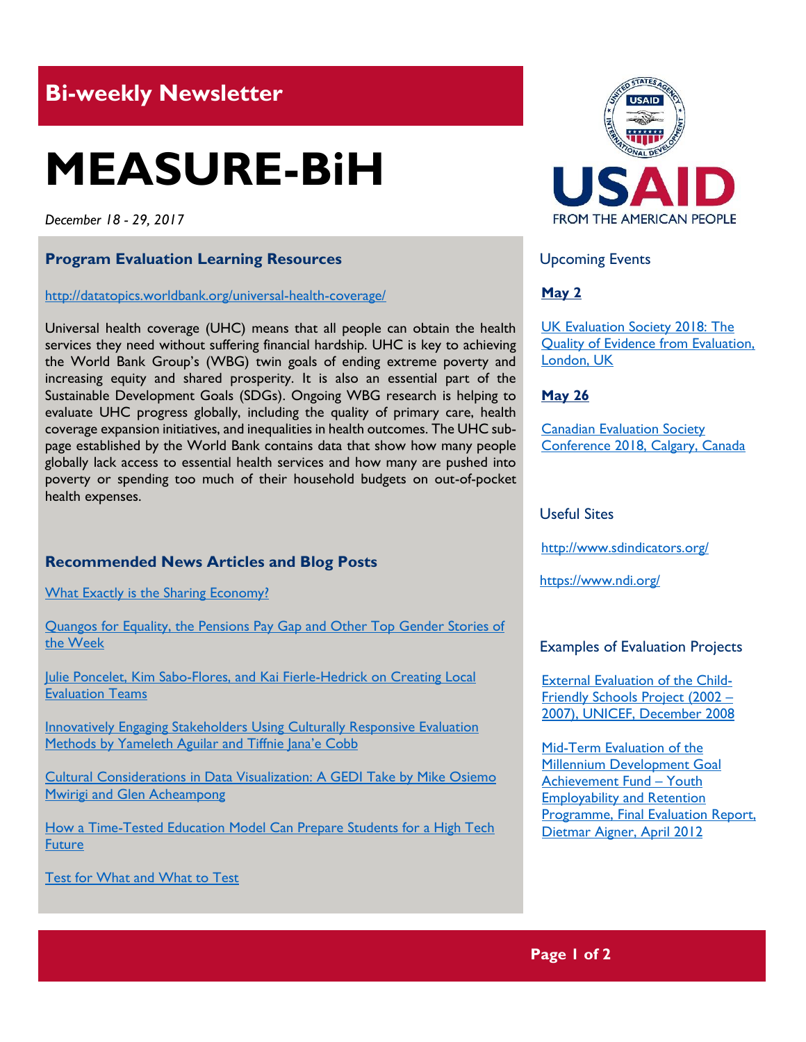## Bi-weekly Newsletter

# MEASURE-BiH

*December 18 - 29, 2017*

USAID
FROM THE AMERICAN PEOPLE

### Program Evaluation Learning Resources

http://datatopics.worldbank.org/universal-health-coverage/

Universal health coverage (UHC) means that all people can obtain the health services they need without suffering financial hardship. UHC is key to achieving the World Bank Group's (WBG) twin goals of ending extreme poverty and increasing equity and shared prosperity. It is also an essential part of the Sustainable Development Goals (SDGs). Ongoing WBG research is helping to evaluate UHC progress globally, including the quality of primary care, health coverage expansion initiatives, and inequalities in health outcomes. The UHC sub-page established by the World Bank contains data that show how many people globally lack access to essential health services and how many are pushed into poverty or spending too much of their household budgets on out-of-pocket health expenses.

### Recommended News Articles and Blog Posts

What Exactly is the Sharing Economy?

Quangos for Equality, the Pensions Pay Gap and Other Top Gender Stories of the Week

Julie Poncelet, Kim Sabo-Flores, and Kai Fierle-Hedrick on Creating Local Evaluation Teams

Innovatively Engaging Stakeholders Using Culturally Responsive Evaluation Methods by Yameleth Aguilar and Tiffnie Jana'e Cobb

Cultural Considerations in Data Visualization: A GEDI Take by Mike Osiemo Mwirigi and Glen Acheampong

How a Time-Tested Education Model Can Prepare Students for a High Tech Future

Test for What and What to Test

### Upcoming Events

**May 2**

UK Evaluation Society 2018: The Quality of Evidence from Evaluation, London, UK

**May 26**

Canadian Evaluation Society Conference 2018, Calgary, Canada

### Useful Sites

http://www.sdindicators.org/

https://www.ndi.org/

### Examples of Evaluation Projects

External Evaluation of the Child-Friendly Schools Project (2002 – 2007), UNICEF, December 2008

Mid-Term Evaluation of the Millennium Development Goal Achievement Fund – Youth Employability and Retention Programme, Final Evaluation Report, Dietmar Aigner, April 2012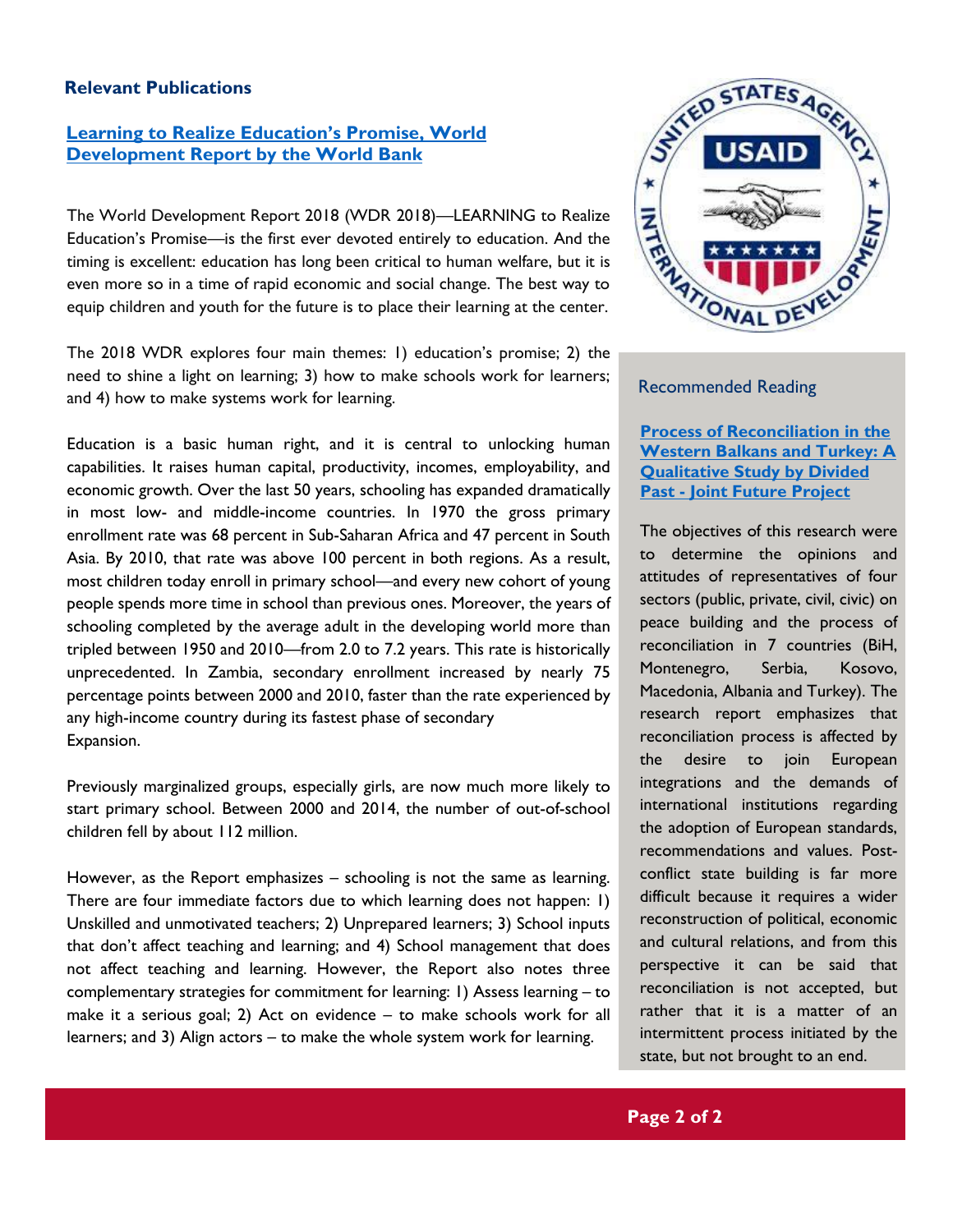## Relevant Publications

### [Learning to Realize Education's Promise, World Development Report by the World Bank]

The World Development Report 2018 (WDR 2018)—LEARNING to Realize Education's Promise—is the first ever devoted entirely to education. And the timing is excellent: education has long been critical to human welfare, but it is even more so in a time of rapid economic and social change. The best way to equip children and youth for the future is to place their learning at the center.

The 2018 WDR explores four main themes: 1) education's promise; 2) the need to shine a light on learning; 3) how to make schools work for learners; and 4) how to make systems work for learning.

Education is a basic human right, and it is central to unlocking human capabilities. It raises human capital, productivity, incomes, employability, and economic growth. Over the last 50 years, schooling has expanded dramatically in most low- and middle-income countries. In 1970 the gross primary enrollment rate was 68 percent in Sub-Saharan Africa and 47 percent in South Asia. By 2010, that rate was above 100 percent in both regions. As a result, most children today enroll in primary school—and every new cohort of young people spends more time in school than previous ones. Moreover, the years of schooling completed by the average adult in the developing world more than tripled between 1950 and 2010—from 2.0 to 7.2 years. This rate is historically unprecedented. In Zambia, secondary enrollment increased by nearly 75 percentage points between 2000 and 2010, faster than the rate experienced by any high-income country during its fastest phase of secondary Expansion.

Previously marginalized groups, especially girls, are now much more likely to start primary school. Between 2000 and 2014, the number of out-of-school children fell by about 112 million.

However, as the Report emphasizes – schooling is not the same as learning. There are four immediate factors due to which learning does not happen: 1) Unskilled and unmotivated teachers; 2) Unprepared learners; 3) School inputs that don't affect teaching and learning; and 4) School management that does not affect teaching and learning. However, the Report also notes three complementary strategies for commitment for learning: 1) Assess learning – to make it a serious goal; 2) Act on evidence – to make schools work for all learners; and 3) Align actors – to make the whole system work for learning.

## Recommended Reading

### [Process of Reconciliation in the Western Balkans and Turkey: A Qualitative Study by Divided Past - Joint Future Project]

The objectives of this research were to determine the opinions and attitudes of representatives of four sectors (public, private, civil, civic) on peace building and the process of reconciliation in 7 countries (BiH, Montenegro, Serbia, Kosovo, Macedonia, Albania and Turkey). The research report emphasizes that reconciliation process is affected by the desire to join European integrations and the demands of international institutions regarding the adoption of European standards, recommendations and values. Post-conflict state building is far more difficult because it requires a wider reconstruction of political, economic and cultural relations, and from this perspective it can be said that reconciliation is not accepted, but rather that it is a matter of an intermittent process initiated by the state, but not brought to an end.